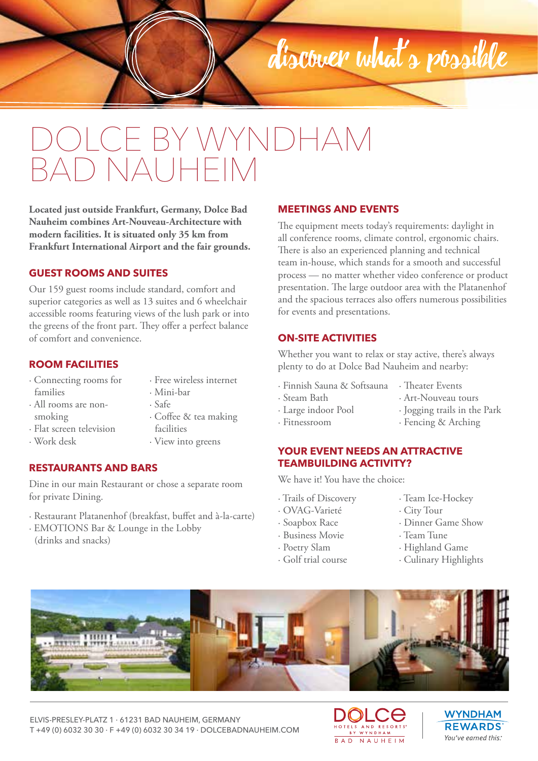discover what's possible

# DOLCE BY WYNDHAM BAD NAUHEIM

**Located just outside Frankfurt, Germany, Dolce Bad Nauheim combines Art-Nouveau-Architecture with modern facilities. It is situated only 35 km from Frankfurt International Airport and the fair grounds.**

## GUEST ROOMS AND SUITES

Our 159 guest rooms include standard, comfort and superior categories as well as 13 suites and 6 wheelchair accessible rooms featuring views of the lush park or into the greens of the front part. They offer a perfect balance of comfort and convenience.

## ROOM FACILITIES

- Connecting rooms for families
- All rooms are non-smoking
- Flat screen television
- Work desk
- Free wireless internet
- Mini-bar
- Safe
- Coffee & tea making facilities
- View into greens

## RESTAURANTS AND BARS

Dine in our main Restaurant or chose a separate room for private Dining.

- Restaurant Platanenhof (breakfast, buffet and à-la-carte)
- EMOTIONS Bar & Lounge in the Lobby (drinks and snacks)

## MEETINGS AND EVENTS

The equipment meets today's requirements: daylight in all conference rooms, climate control, ergonomic chairs. There is also an experienced planning and technical team in-house, which stands for a smooth and successful process — no matter whether video conference or product presentation. The large outdoor area with the Platanenhof and the spacious terraces also offers numerous possibilities for events and presentations.

## ON-SITE ACTIVITIES

Whether you want to relax or stay active, there's always plenty to do at Dolce Bad Nauheim and nearby:

- Finnish Sauna & Softsauna
- Steam Bath
- Large indoor Pool
- Fitnessroom
- Theater Events
- Art-Nouveau tours
- Jogging trails in the Park
- Fencing & Arching

## YOUR EVENT NEEDS AN ATTRACTIVE TEAMBUILDING ACTIVITY?

We have it! You have the choice:

- Trails of Discovery
- OVAG-Varieté
- Soapbox Race
- Business Movie
- Poetry Slam
- Golf trial course
- Team Ice-Hockey
- City Tour
- Dinner Game Show
- Team Tune
- Highland Game
- Culinary Highlights

ELVIS-PRESLEY-PLATZ 1 · 61231 BAD NAUHEIM, GERMANY
T +49 (0) 6032 30 30 · F +49 (0) 6032 30 34 19 · DOLCEBADNAUHEIM.COM

DOLCE HOTELS AND RESORTS BY WYNDHAM BAD NAUHEIM

WYNDHAM REWARDS *You've earned this.*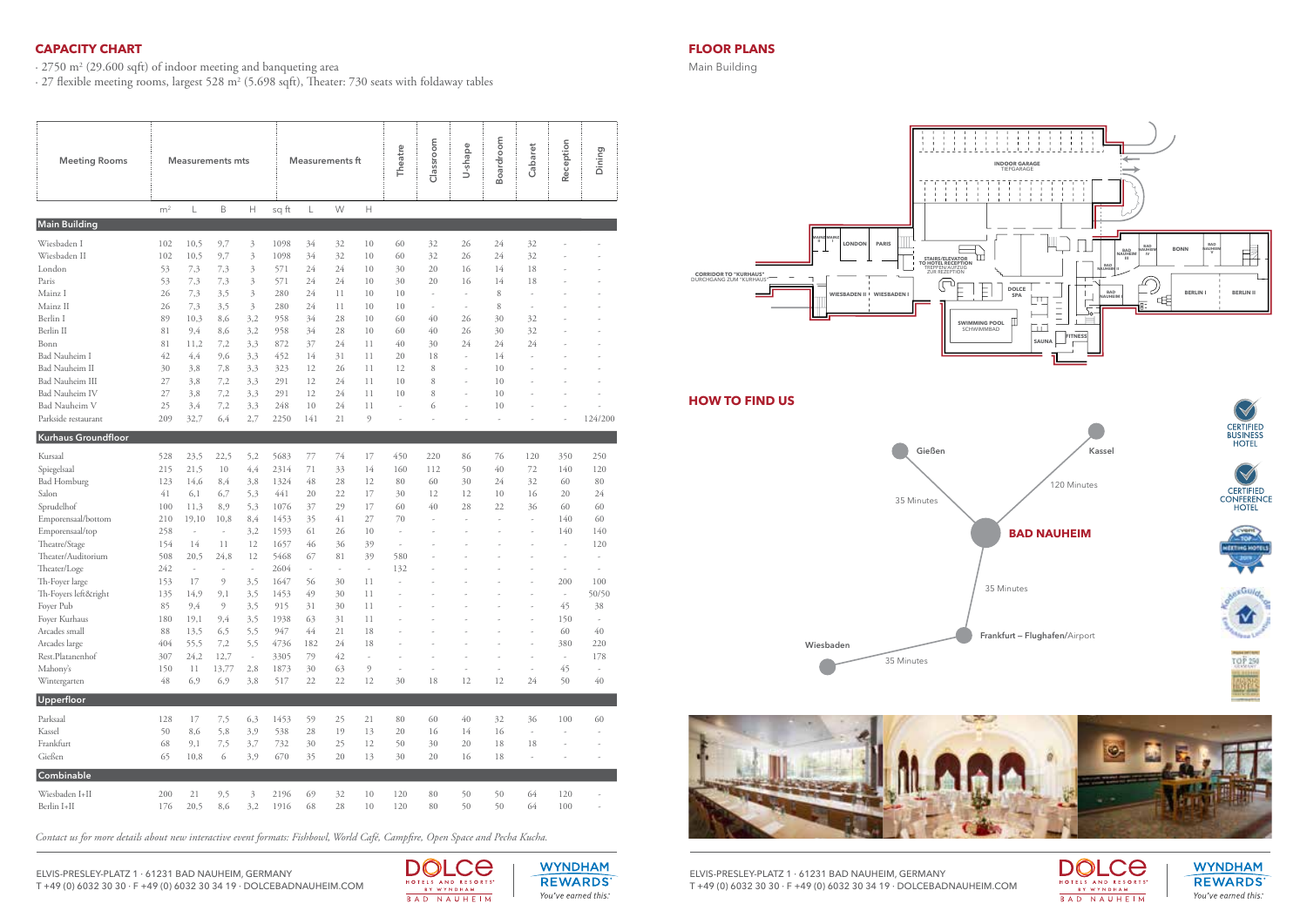## CAPACITY CHART

· 2750 m² (29.600 sqft) of indoor meeting and banqueting area
· 27 flexible meeting rooms, largest 528 m² (5.698 sqft), Theater: 730 seats with foldaway tables

| Meeting Rooms | Measurements mts | | | | Measurements ft | | | | Theatre | Classroom | U-shape | Boardroom | Cabaret | Reception | Dining |
|---|---|---|---|---|---|---|---|---|---|---|---|---|---|---|---|
| | m² | L | B | H | sq ft | L | W | H | | | | | | | |
| **Main Building** | | | | | | | | | | | | | | | |
| Wiesbaden I | 102 | 10,5 | 9,7 | 3 | 1098 | 34 | 32 | 10 | 60 | 32 | 26 | 24 | 32 | - | - |
| Wiesbaden II | 102 | 10,5 | 9,7 | 3 | 1098 | 34 | 32 | 10 | 60 | 32 | 26 | 24 | 32 | - | - |
| London | 53 | 7,3 | 7,3 | 3 | 571 | 24 | 24 | 10 | 30 | 20 | 16 | 14 | 18 | - | - |
| Paris | 53 | 7,3 | 7,3 | 3 | 571 | 24 | 24 | 10 | 30 | 20 | 16 | 14 | 18 | - | - |
| Mainz I | 26 | 7,3 | 3,5 | 3 | 280 | 24 | 11 | 10 | 10 | - | - | 8 | - | - | - |
| Mainz II | 26 | 7,3 | 3,5 | 3 | 280 | 24 | 11 | 10 | 10 | - | - | 8 | - | - | - |
| Berlin I | 89 | 10,3 | 8,6 | 3,2 | 958 | 34 | 28 | 10 | 60 | 40 | 26 | 30 | 32 | - | - |
| Berlin II | 81 | 9,4 | 8,6 | 3,2 | 958 | 34 | 28 | 10 | 60 | 40 | 26 | 30 | 32 | - | - |
| Bonn | 81 | 11,2 | 7,2 | 3,3 | 872 | 37 | 24 | 11 | 40 | 30 | 24 | 24 | 24 | - | - |
| Bad Nauheim I | 42 | 4,4 | 9,6 | 3,3 | 452 | 14 | 31 | 11 | 20 | 18 | - | 14 | - | - | - |
| Bad Nauheim II | 30 | 3,8 | 7,8 | 3,3 | 323 | 12 | 26 | 11 | 12 | 8 | - | 10 | - | - | - |
| Bad Nauheim III | 27 | 3,8 | 7,2 | 3,3 | 291 | 12 | 24 | 11 | 10 | 8 | - | 10 | - | - | - |
| Bad Nauheim IV | 27 | 3,8 | 7,2 | 3,3 | 291 | 12 | 24 | 11 | 10 | 8 | - | 10 | - | - | - |
| Bad Nauheim V | 25 | 3,4 | 7,2 | 3,3 | 248 | 10 | 24 | 11 | 6 | - | - | 10 | - | - | - |
| Parkside restaurant | 209 | 32,7 | 6,4 | 2,7 | 2250 | 141 | 21 | 9 | - | - | - | - | - | - | 124/200 |
| **Kurhaus Groundfloor** | | | | | | | | | | | | | | | |
| Kursaal | 528 | 23,5 | 22,5 | 5,2 | 5683 | 77 | 74 | 17 | 450 | 220 | 86 | 76 | 120 | 350 | 250 |
| Spiegelsaal | 215 | 21,5 | 10 | 4,4 | 2314 | 71 | 33 | 14 | 160 | 112 | 50 | 40 | 72 | 140 | 120 |
| Bad Homburg | 123 | 14,6 | 8,4 | 3,8 | 1324 | 48 | 28 | 12 | 80 | 60 | 30 | 24 | 32 | 60 | 80 |
| Salon | 41 | 6,1 | 6,7 | 5,3 | 441 | 20 | 22 | 17 | 30 | 12 | 12 | 10 | 16 | 20 | 24 |
| Sprudelhof | 100 | 11,3 | 8,9 | 5,3 | 1076 | 37 | 29 | 17 | 60 | 40 | 28 | 22 | 36 | 60 | 60 |
| Emporensaal/bottom | 210 | 19,10 | 10,8 | 8,4 | 1453 | 35 | 41 | 27 | 70 | - | - | - | - | 140 | 60 |
| Emporensaal/top | 258 | - | - | 3,2 | 1593 | 61 | 26 | 10 | - | - | - | - | - | 140 | 140 |
| Theatre/Stage | 154 | 14 | 11 | 12 | 1657 | 46 | 36 | 39 | - | - | - | - | - | - | 120 |
| Theater/Auditorium | 508 | 20,5 | 24,8 | 12 | 5468 | 67 | 81 | 39 | 580 | - | - | - | - | - | - |
| Theater/Loge | 242 | - | - | - | 2604 | - | - | - | 132 | - | - | - | - | - | - |
| Th-Foyer large | 153 | 17 | 9 | 3,5 | 1647 | 56 | 30 | 11 | - | - | - | - | - | 200 | 100 |
| Th-Foyers left&right | 135 | 14,9 | 9,1 | 3,5 | 1453 | 49 | 30 | 11 | - | - | - | - | - | - | 50/50 |
| Foyer Pub | 85 | 9,4 | 9 | 3,5 | 915 | 31 | 30 | 11 | - | - | - | - | - | 45 | 38 |
| Foyer Kurhaus | 180 | 19,1 | 9,4 | 3,5 | 1938 | 63 | 31 | 11 | - | - | - | - | - | 150 | - |
| Arcades small | 88 | 13,5 | 6,5 | 5,5 | 947 | 44 | 21 | 18 | - | - | - | - | - | 60 | 40 |
| Arcades large | 404 | 55,5 | 7,2 | 5,5 | 4736 | 182 | 24 | 18 | - | - | - | - | - | 380 | 220 |
| Rest.Platanenhof | 307 | 24,2 | 12,7 | - | 3305 | 79 | 42 | - | - | - | - | - | - | - | 178 |
| Mahony's | 150 | 11 | 13,77 | 2,8 | 1873 | 30 | 63 | 9 | - | - | - | - | - | 45 | - |
| Wintergarten | 48 | 6,9 | 6,9 | 3,8 | 517 | 22 | 22 | 12 | 30 | 18 | 12 | 12 | 24 | 50 | 40 |
| **Upperfloor** | | | | | | | | | | | | | | | |
| Parksaal | 128 | 17 | 7,5 | 6,3 | 1453 | 59 | 25 | 21 | 80 | 60 | 40 | 32 | 36 | 100 | 60 |
| Kassel | 50 | 8,6 | 5,8 | 3,9 | 538 | 28 | 19 | 13 | 20 | 16 | 14 | 16 | - | - | - |
| Frankfurt | 68 | 9,1 | 7,5 | 3,7 | 732 | 30 | 25 | 12 | 50 | 30 | 20 | 18 | 18 | - | - |
| Gießen | 65 | 10,8 | 6 | 3,9 | 670 | 35 | 20 | 13 | 30 | 20 | 16 | 18 | - | - | - |
| **Combinable** | | | | | | | | | | | | | | | |
| Wiesbaden I+II | 200 | 21 | 9,5 | 3 | 2196 | 69 | 32 | 10 | 120 | 80 | 50 | 50 | 64 | 120 | - |
| Berlin I+II | 176 | 20,5 | 8,6 | 3,2 | 1916 | 68 | 28 | 10 | 120 | 80 | 50 | 50 | 64 | 100 | - |

*Contact us for more details about new interactive event formats: Fishbowl, World Café, Campfire, Open Space and Pecha Kucha.*

ELVIS-PRESLEY-PLATZ 1 · 61231 BAD NAUHEIM, GERMANY
T +49 (0) 6032 30 30 · F +49 (0) 6032 30 34 19 · DOLCEBADNAUHEIM.COM

## FLOOR PLANS

Main Building

INDOOR GARAGE TIEFGARAGE · CORRIDOR TO "KURHAUS" DURCHGANG ZUM "KURHAUS" · MAINZ II · MAINZ I · LONDON · PARIS · STAIRS/ELEVATOR TO HOTEL RECEPTION TREPPEN/AUFZUG ZUR REZEPTION · WIESBADEN II · WIESBADEN I · DOLCE SPA · SWIMMING POOL SCHWIMMBAD · SAUNA · FITNESS · BAD NAUHEIM I · BAD NAUHEIM II · BAD NAUHEIM III · BAD NAUHEIM IV · BAD NAUHEIM V · BONN · BERLIN I · BERLIN II

## HOW TO FIND US

Gießen – 35 Minutes – BAD NAUHEIM
Kassel – 120 Minutes – BAD NAUHEIM
BAD NAUHEIM – 35 Minutes – Frankfurt – Flughafen/Airport
Frankfurt – Flughafen/Airport – 35 Minutes – Wiesbaden

CERTIFIED BUSINESS HOTEL
CERTIFIED CONFERENCE HOTEL

ELVIS-PRESLEY-PLATZ 1 · 61231 BAD NAUHEIM, GERMANY
T +49 (0) 6032 30 30 · F +49 (0) 6032 30 34 19 · DOLCEBADNAUHEIM.COM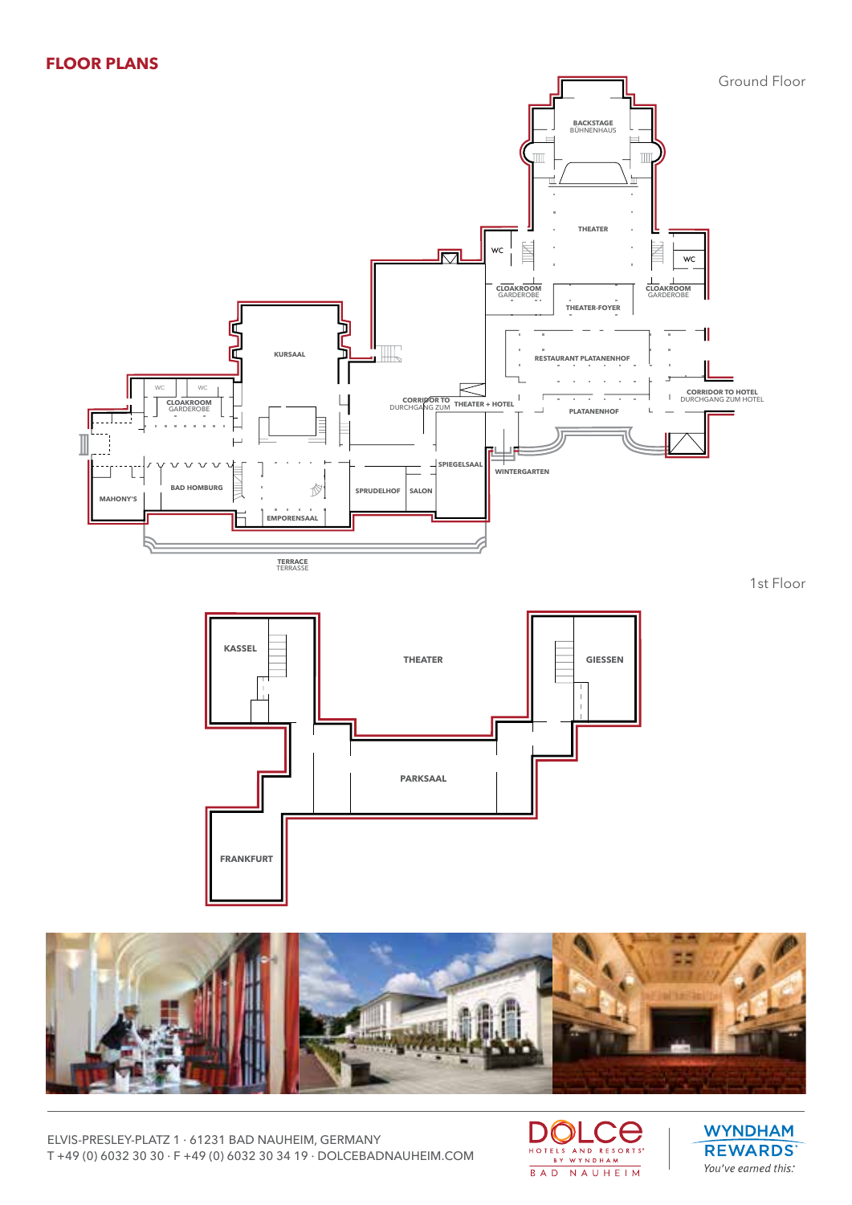# FLOOR PLANS

## Ground Floor

BACKSTAGE
BÜHNENHAUS

THEATER

WC

WC

CLOAKROOM
GARDEROBE

CLOAKROOM
GARDEROBE

THEATER-FOYER

KURSAAL

RESTAURANT PLATANENHOF

WC

WC

CLOAKROOM
GARDEROBE

CORRIDOR TO
DURCHGANG ZUM

THEATER + HOTEL

CORRIDOR TO HOTEL
DURCHGANG ZUM HOTEL

PLATANENHOF

SPIEGELSAAL

WINTERGARTEN

BAD HOMBURG

MAHONY'S

SPRUDELHOF

SALON

EMPORENSAAL

TERRACE
TERRASSE

## 1st Floor

KASSEL

THEATER

GIESSEN

PARKSAAL

FRANKFURT

ELVIS-PRESLEY-PLATZ 1 · 61231 BAD NAUHEIM, GERMANY
T +49 (0) 6032 30 30 · F +49 (0) 6032 30 34 19 · DOLCEBADNAUHEIM.COM

DOLCE HOTELS AND RESORTS BY WYNDHAM
BAD NAUHEIM

WYNDHAM REWARDS
You've earned this.